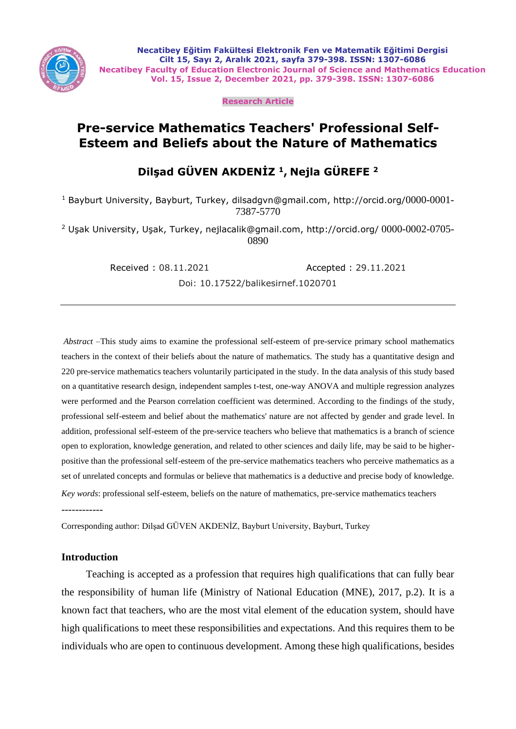Research Article

# Pre-service Mathematics Teachers' Professional Self-Esteem and Beliefs about the Nature of Mathematics

**Dilşad GÜVEN AKDENİZ [1], Nejla GÜREFE [2]**

[1] Bayburt University, Bayburt, Turkey, dilsadgvn@gmail.com, http://orcid.org/0000-0001-7387-5770

[2] Uşak University, Uşak, Turkey, nejlacalik@gmail.com, http://orcid.org/ 0000-0002-0705-0890

Received : 08.11.2021 Accepted : 29.11.2021

Doi: 10.17522/balikesirnef.1020701

---

*Abstract* –This study aims to examine the professional self-esteem of pre-service primary school mathematics teachers in the context of their beliefs about the nature of mathematics. The study has a quantitative design and 220 pre-service mathematics teachers voluntarily participated in the study. In the data analysis of this study based on a quantitative research design, independent samples t-test, one-way ANOVA and multiple regression analyzes were performed and the Pearson correlation coefficient was determined. According to the findings of the study, professional self-esteem and belief about the mathematics' nature are not affected by gender and grade level. In addition, professional self-esteem of the pre-service teachers who believe that mathematics is a branch of science open to exploration, knowledge generation, and related to other sciences and daily life, may be said to be higher-positive than the professional self-esteem of the pre-service mathematics teachers who perceive mathematics as a set of unrelated concepts and formulas or believe that mathematics is a deductive and precise body of knowledge.

*Key words*: professional self-esteem, beliefs on the nature of mathematics, pre-service mathematics teachers

------------

Corresponding author: Dilşad GÜVEN AKDENİZ, Bayburt University, Bayburt, Turkey

## Introduction

Teaching is accepted as a profession that requires high qualifications that can fully bear the responsibility of human life (Ministry of National Education (MNE), 2017, p.2). It is a known fact that teachers, who are the most vital element of the education system, should have high qualifications to meet these responsibilities and expectations. And this requires them to be individuals who are open to continuous development. Among these high qualifications, besides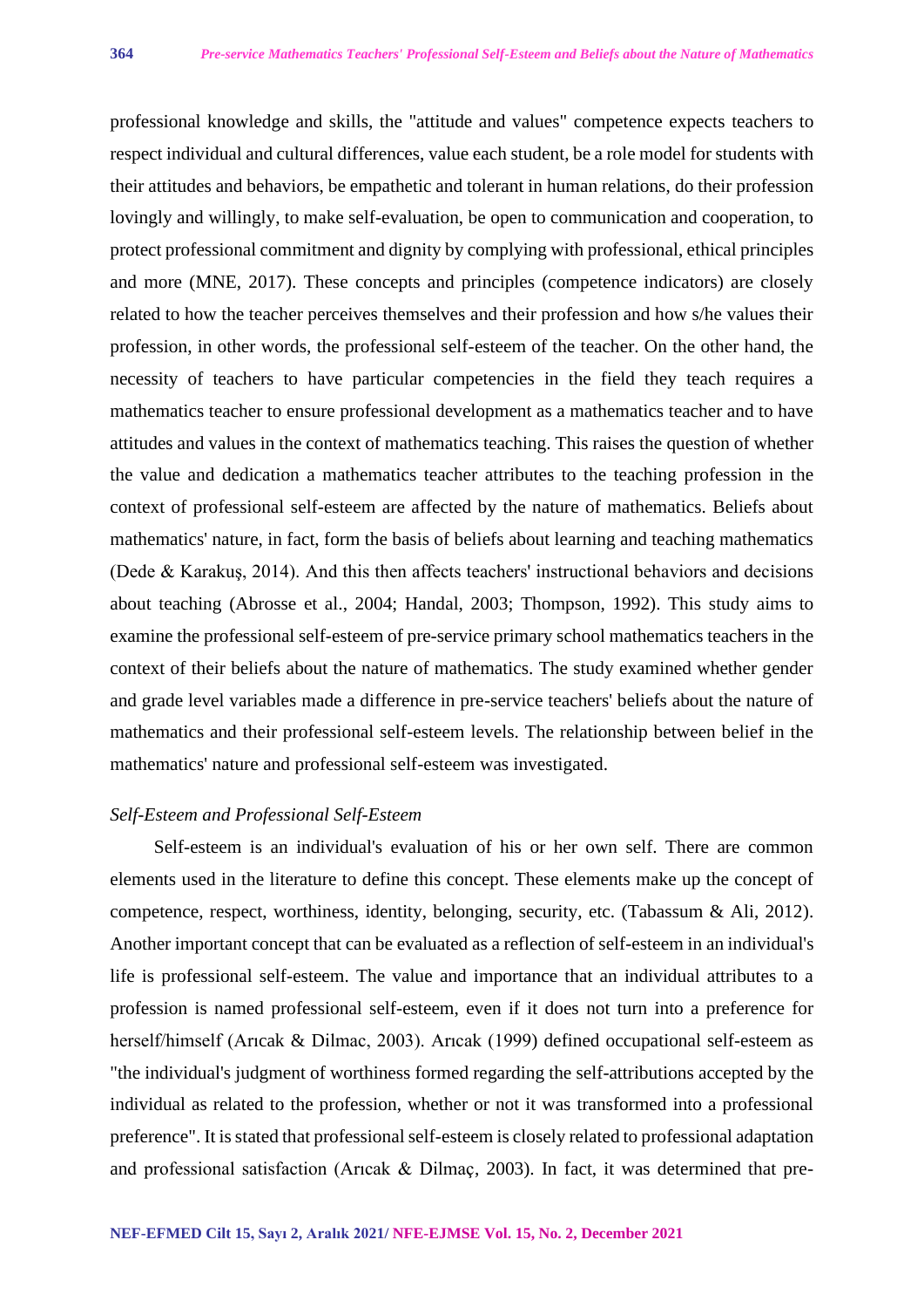professional knowledge and skills, the "attitude and values" competence expects teachers to respect individual and cultural differences, value each student, be a role model for students with their attitudes and behaviors, be empathetic and tolerant in human relations, do their profession lovingly and willingly, to make self-evaluation, be open to communication and cooperation, to protect professional commitment and dignity by complying with professional, ethical principles and more (MNE, 2017). These concepts and principles (competence indicators) are closely related to how the teacher perceives themselves and their profession and how s/he values their profession, in other words, the professional self-esteem of the teacher. On the other hand, the necessity of teachers to have particular competencies in the field they teach requires a mathematics teacher to ensure professional development as a mathematics teacher and to have attitudes and values in the context of mathematics teaching. This raises the question of whether the value and dedication a mathematics teacher attributes to the teaching profession in the context of professional self-esteem are affected by the nature of mathematics. Beliefs about mathematics' nature, in fact, form the basis of beliefs about learning and teaching mathematics (Dede & Karakuş, 2014). And this then affects teachers' instructional behaviors and decisions about teaching (Abrosse et al., 2004; Handal, 2003; Thompson, 1992). This study aims to examine the professional self-esteem of pre-service primary school mathematics teachers in the context of their beliefs about the nature of mathematics. The study examined whether gender and grade level variables made a difference in pre-service teachers' beliefs about the nature of mathematics and their professional self-esteem levels. The relationship between belief in the mathematics' nature and professional self-esteem was investigated.

### *Self-Esteem and Professional Self-Esteem*

Self-esteem is an individual's evaluation of his or her own self. There are common elements used in the literature to define this concept. These elements make up the concept of competence, respect, worthiness, identity, belonging, security, etc. (Tabassum & Ali, 2012). Another important concept that can be evaluated as a reflection of self-esteem in an individual's life is professional self-esteem. The value and importance that an individual attributes to a profession is named professional self-esteem, even if it does not turn into a preference for herself/himself (Arıcak & Dilmac, 2003). Arıcak (1999) defined occupational self-esteem as "the individual's judgment of worthiness formed regarding the self-attributions accepted by the individual as related to the profession, whether or not it was transformed into a professional preference". It is stated that professional self-esteem is closely related to professional adaptation and professional satisfaction (Arıcak & Dilmaç, 2003). In fact, it was determined that pre-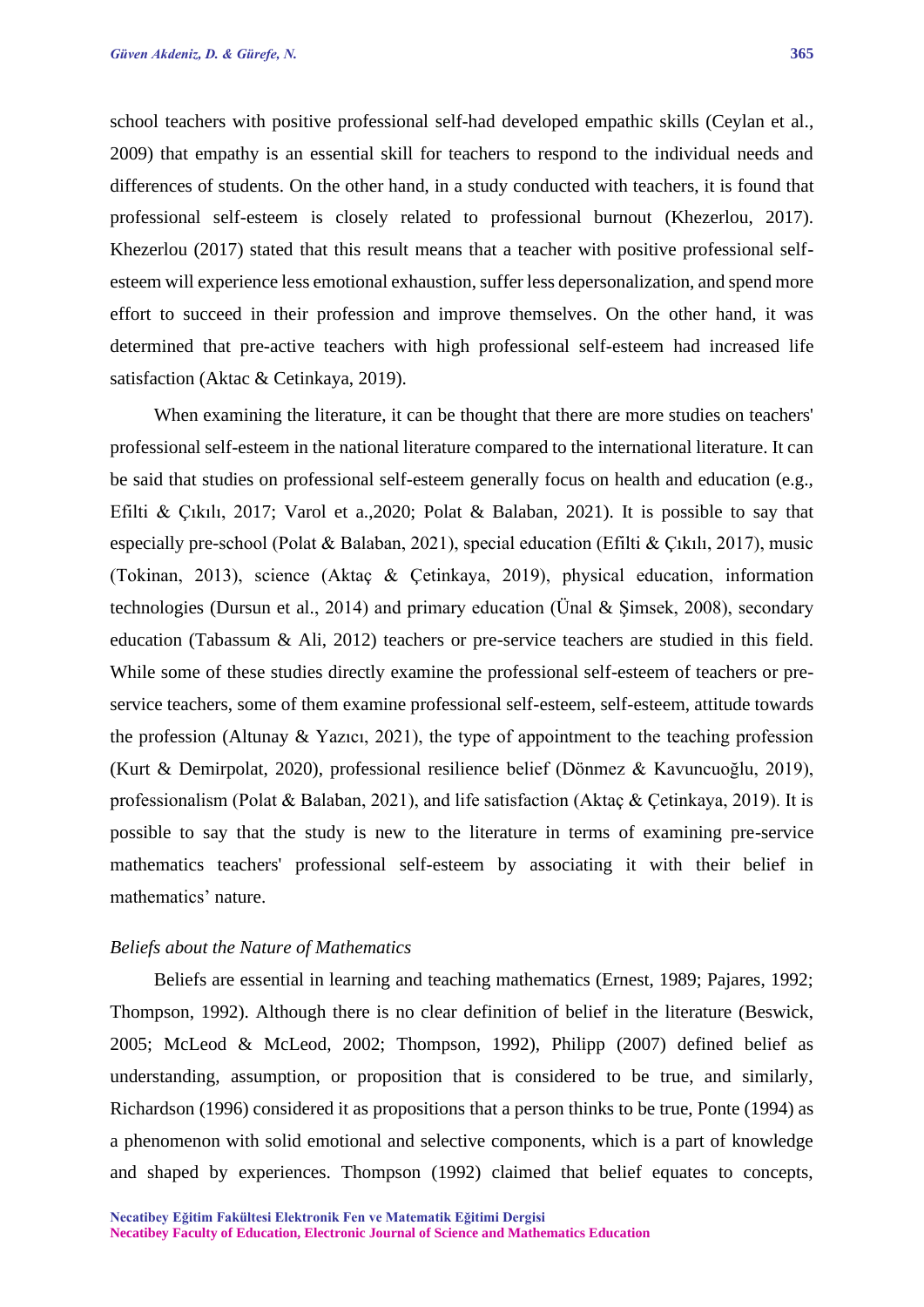school teachers with positive professional self-had developed empathic skills (Ceylan et al., 2009) that empathy is an essential skill for teachers to respond to the individual needs and differences of students. On the other hand, in a study conducted with teachers, it is found that professional self-esteem is closely related to professional burnout (Khezerlou, 2017). Khezerlou (2017) stated that this result means that a teacher with positive professional self-esteem will experience less emotional exhaustion, suffer less depersonalization, and spend more effort to succeed in their profession and improve themselves. On the other hand, it was determined that pre-active teachers with high professional self-esteem had increased life satisfaction (Aktac & Cetinkaya, 2019).

When examining the literature, it can be thought that there are more studies on teachers' professional self-esteem in the national literature compared to the international literature. It can be said that studies on professional self-esteem generally focus on health and education (e.g., Efilti & Çıkılı, 2017; Varol et a.,2020; Polat & Balaban, 2021). It is possible to say that especially pre-school (Polat & Balaban, 2021), special education (Efilti & Çıkılı, 2017), music (Tokinan, 2013), science (Aktaç & Çetinkaya, 2019), physical education, information technologies (Dursun et al., 2014) and primary education (Ünal & Şimsek, 2008), secondary education (Tabassum & Ali, 2012) teachers or pre-service teachers are studied in this field. While some of these studies directly examine the professional self-esteem of teachers or pre-service teachers, some of them examine professional self-esteem, self-esteem, attitude towards the profession (Altunay & Yazıcı, 2021), the type of appointment to the teaching profession (Kurt & Demirpolat, 2020), professional resilience belief (Dönmez & Kavuncuoğlu, 2019), professionalism (Polat & Balaban, 2021), and life satisfaction (Aktaç & Çetinkaya, 2019). It is possible to say that the study is new to the literature in terms of examining pre-service mathematics teachers' professional self-esteem by associating it with their belief in mathematics' nature.

### *Beliefs about the Nature of Mathematics*

Beliefs are essential in learning and teaching mathematics (Ernest, 1989; Pajares, 1992; Thompson, 1992). Although there is no clear definition of belief in the literature (Beswick, 2005; McLeod & McLeod, 2002; Thompson, 1992), Philipp (2007) defined belief as understanding, assumption, or proposition that is considered to be true, and similarly, Richardson (1996) considered it as propositions that a person thinks to be true, Ponte (1994) as a phenomenon with solid emotional and selective components, which is a part of knowledge and shaped by experiences. Thompson (1992) claimed that belief equates to concepts,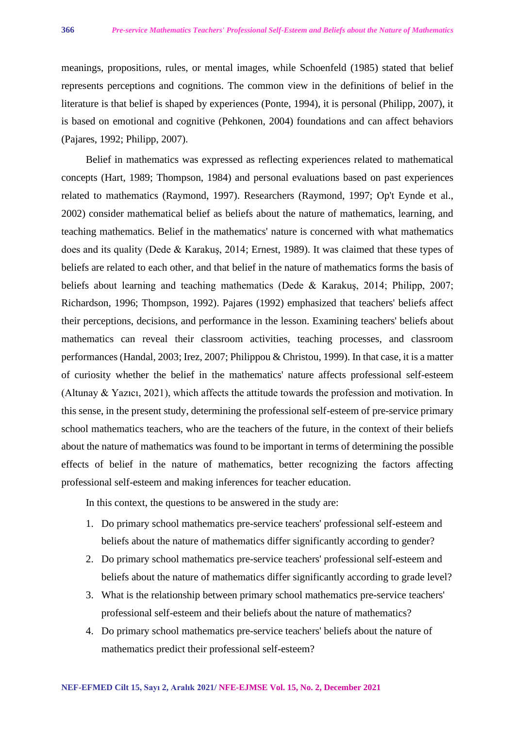meanings, propositions, rules, or mental images, while Schoenfeld (1985) stated that belief represents perceptions and cognitions. The common view in the definitions of belief in the literature is that belief is shaped by experiences (Ponte, 1994), it is personal (Philipp, 2007), it is based on emotional and cognitive (Pehkonen, 2004) foundations and can affect behaviors (Pajares, 1992; Philipp, 2007).

Belief in mathematics was expressed as reflecting experiences related to mathematical concepts (Hart, 1989; Thompson, 1984) and personal evaluations based on past experiences related to mathematics (Raymond, 1997). Researchers (Raymond, 1997; Op't Eynde et al., 2002) consider mathematical belief as beliefs about the nature of mathematics, learning, and teaching mathematics. Belief in the mathematics' nature is concerned with what mathematics does and its quality (Dede & Karakuş, 2014; Ernest, 1989). It was claimed that these types of beliefs are related to each other, and that belief in the nature of mathematics forms the basis of beliefs about learning and teaching mathematics (Dede & Karakuş, 2014; Philipp, 2007; Richardson, 1996; Thompson, 1992). Pajares (1992) emphasized that teachers' beliefs affect their perceptions, decisions, and performance in the lesson. Examining teachers' beliefs about mathematics can reveal their classroom activities, teaching processes, and classroom performances (Handal, 2003; Irez, 2007; Philippou & Christou, 1999). In that case, it is a matter of curiosity whether the belief in the mathematics' nature affects professional self-esteem (Altunay & Yazıcı, 2021), which affects the attitude towards the profession and motivation. In this sense, in the present study, determining the professional self-esteem of pre-service primary school mathematics teachers, who are the teachers of the future, in the context of their beliefs about the nature of mathematics was found to be important in terms of determining the possible effects of belief in the nature of mathematics, better recognizing the factors affecting professional self-esteem and making inferences for teacher education.

In this context, the questions to be answered in the study are:

1. Do primary school mathematics pre-service teachers' professional self-esteem and beliefs about the nature of mathematics differ significantly according to gender?
2. Do primary school mathematics pre-service teachers' professional self-esteem and beliefs about the nature of mathematics differ significantly according to grade level?
3. What is the relationship between primary school mathematics pre-service teachers' professional self-esteem and their beliefs about the nature of mathematics?
4. Do primary school mathematics pre-service teachers' beliefs about the nature of mathematics predict their professional self-esteem?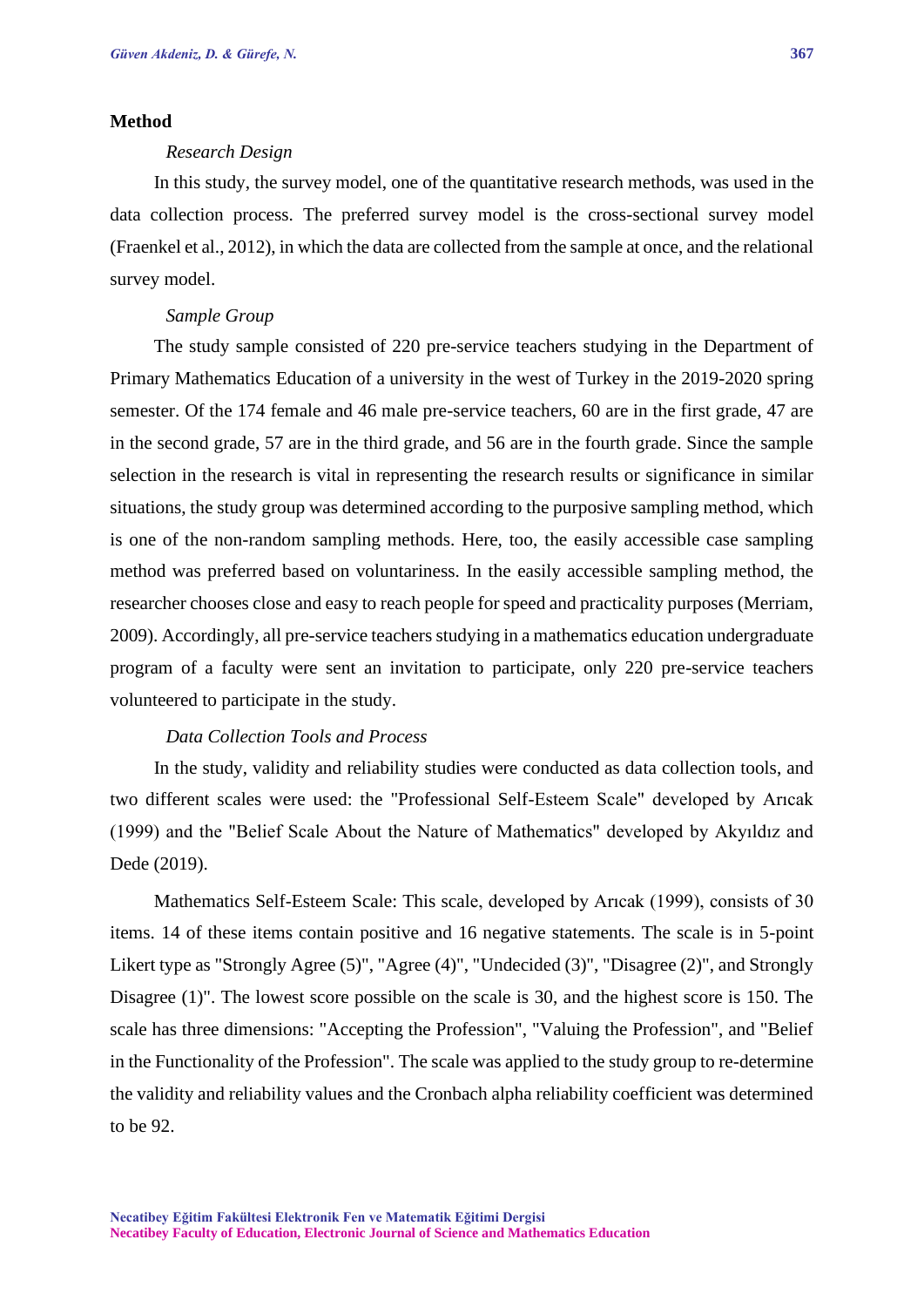## Method

### *Research Design*

In this study, the survey model, one of the quantitative research methods, was used in the data collection process. The preferred survey model is the cross-sectional survey model (Fraenkel et al., 2012), in which the data are collected from the sample at once, and the relational survey model.

### *Sample Group*

The study sample consisted of 220 pre-service teachers studying in the Department of Primary Mathematics Education of a university in the west of Turkey in the 2019-2020 spring semester. Of the 174 female and 46 male pre-service teachers, 60 are in the first grade, 47 are in the second grade, 57 are in the third grade, and 56 are in the fourth grade. Since the sample selection in the research is vital in representing the research results or significance in similar situations, the study group was determined according to the purposive sampling method, which is one of the non-random sampling methods. Here, too, the easily accessible case sampling method was preferred based on voluntariness. In the easily accessible sampling method, the researcher chooses close and easy to reach people for speed and practicality purposes (Merriam, 2009). Accordingly, all pre-service teachers studying in a mathematics education undergraduate program of a faculty were sent an invitation to participate, only 220 pre-service teachers volunteered to participate in the study.

### *Data Collection Tools and Process*

In the study, validity and reliability studies were conducted as data collection tools, and two different scales were used: the "Professional Self-Esteem Scale" developed by Arıcak (1999) and the "Belief Scale About the Nature of Mathematics" developed by Akyıldız and Dede (2019).

Mathematics Self-Esteem Scale: This scale, developed by Arıcak (1999), consists of 30 items. 14 of these items contain positive and 16 negative statements. The scale is in 5-point Likert type as "Strongly Agree (5)", "Agree (4)", "Undecided (3)", "Disagree (2)", and Strongly Disagree (1)". The lowest score possible on the scale is 30, and the highest score is 150. The scale has three dimensions: "Accepting the Profession", "Valuing the Profession", and "Belief in the Functionality of the Profession". The scale was applied to the study group to re-determine the validity and reliability values and the Cronbach alpha reliability coefficient was determined to be 92.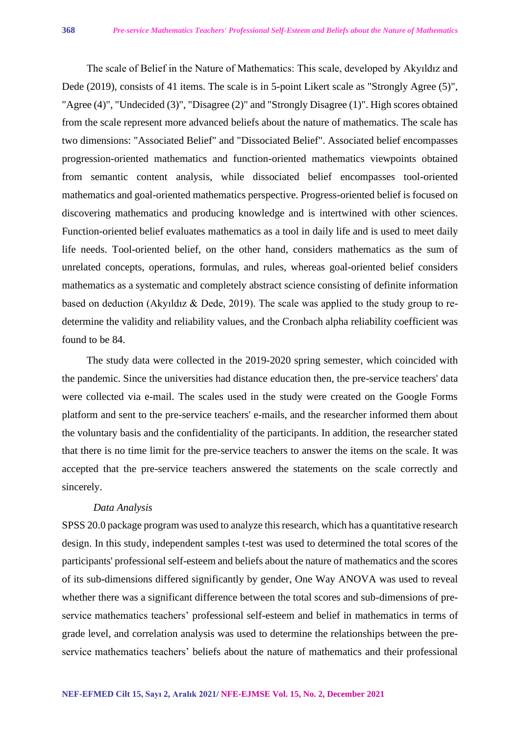The scale of Belief in the Nature of Mathematics: This scale, developed by Akyıldız and Dede (2019), consists of 41 items. The scale is in 5-point Likert scale as "Strongly Agree (5)", "Agree (4)", "Undecided (3)", "Disagree (2)" and "Strongly Disagree (1)". High scores obtained from the scale represent more advanced beliefs about the nature of mathematics. The scale has two dimensions: "Associated Belief" and "Dissociated Belief". Associated belief encompasses progression-oriented mathematics and function-oriented mathematics viewpoints obtained from semantic content analysis, while dissociated belief encompasses tool-oriented mathematics and goal-oriented mathematics perspective. Progress-oriented belief is focused on discovering mathematics and producing knowledge and is intertwined with other sciences. Function-oriented belief evaluates mathematics as a tool in daily life and is used to meet daily life needs. Tool-oriented belief, on the other hand, considers mathematics as the sum of unrelated concepts, operations, formulas, and rules, whereas goal-oriented belief considers mathematics as a systematic and completely abstract science consisting of definite information based on deduction (Akyıldız & Dede, 2019). The scale was applied to the study group to re-determine the validity and reliability values, and the Cronbach alpha reliability coefficient was found to be 84.

The study data were collected in the 2019-2020 spring semester, which coincided with the pandemic. Since the universities had distance education then, the pre-service teachers' data were collected via e-mail. The scales used in the study were created on the Google Forms platform and sent to the pre-service teachers' e-mails, and the researcher informed them about the voluntary basis and the confidentiality of the participants. In addition, the researcher stated that there is no time limit for the pre-service teachers to answer the items on the scale. It was accepted that the pre-service teachers answered the statements on the scale correctly and sincerely.

*Data Analysis*

SPSS 20.0 package program was used to analyze this research, which has a quantitative research design. In this study, independent samples t-test was used to determined the total scores of the participants' professional self-esteem and beliefs about the nature of mathematics and the scores of its sub-dimensions differed significantly by gender, One Way ANOVA was used to reveal whether there was a significant difference between the total scores and sub-dimensions of pre-service mathematics teachers' professional self-esteem and belief in mathematics in terms of grade level, and correlation analysis was used to determine the relationships between the pre-service mathematics teachers' beliefs about the nature of mathematics and their professional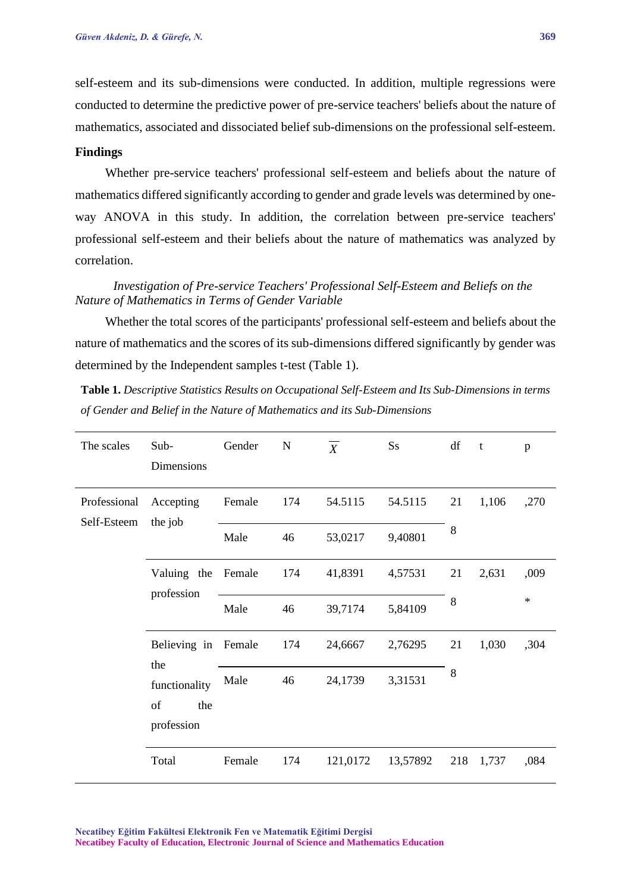self-esteem and its sub-dimensions were conducted. In addition, multiple regressions were conducted to determine the predictive power of pre-service teachers' beliefs about the nature of mathematics, associated and dissociated belief sub-dimensions on the professional self-esteem.

## Findings

Whether pre-service teachers' professional self-esteem and beliefs about the nature of mathematics differed significantly according to gender and grade levels was determined by one-way ANOVA in this study. In addition, the correlation between pre-service teachers' professional self-esteem and their beliefs about the nature of mathematics was analyzed by correlation.

### *Investigation of Pre-service Teachers' Professional Self-Esteem and Beliefs on the Nature of Mathematics in Terms of Gender Variable*

Whether the total scores of the participants' professional self-esteem and beliefs about the nature of mathematics and the scores of its sub-dimensions differed significantly by gender was determined by the Independent samples t-test (Table 1).

**Table 1.** *Descriptive Statistics Results on Occupational Self-Esteem and Its Sub-Dimensions in terms of Gender and Belief in the Nature of Mathematics and its Sub-Dimensions*

| The scales | Sub-Dimensions | Gender | N | $\overline{X}$ | Ss | df | t | p |
|---|---|---|---|---|---|---|---|---|
| Professional Self-Esteem | Accepting the job | Female | 174 | 54.5115 | 54.5115 | 218 | 1,106 | ,270 |
| | | Male | 46 | 53,0217 | 9,40801 | | | |
| | Valuing the profession | Female | 174 | 41,8391 | 4,57531 | 218 | 2,631 | ,009* |
| | | Male | 46 | 39,7174 | 5,84109 | | | |
| | Believing in the functionality of the profession | Female | 174 | 24,6667 | 2,76295 | 218 | 1,030 | ,304 |
| | | Male | 46 | 24,1739 | 3,31531 | | | |
| | Total | Female | 174 | 121,0172 | 13,57892 | 218 | 1,737 | ,084 |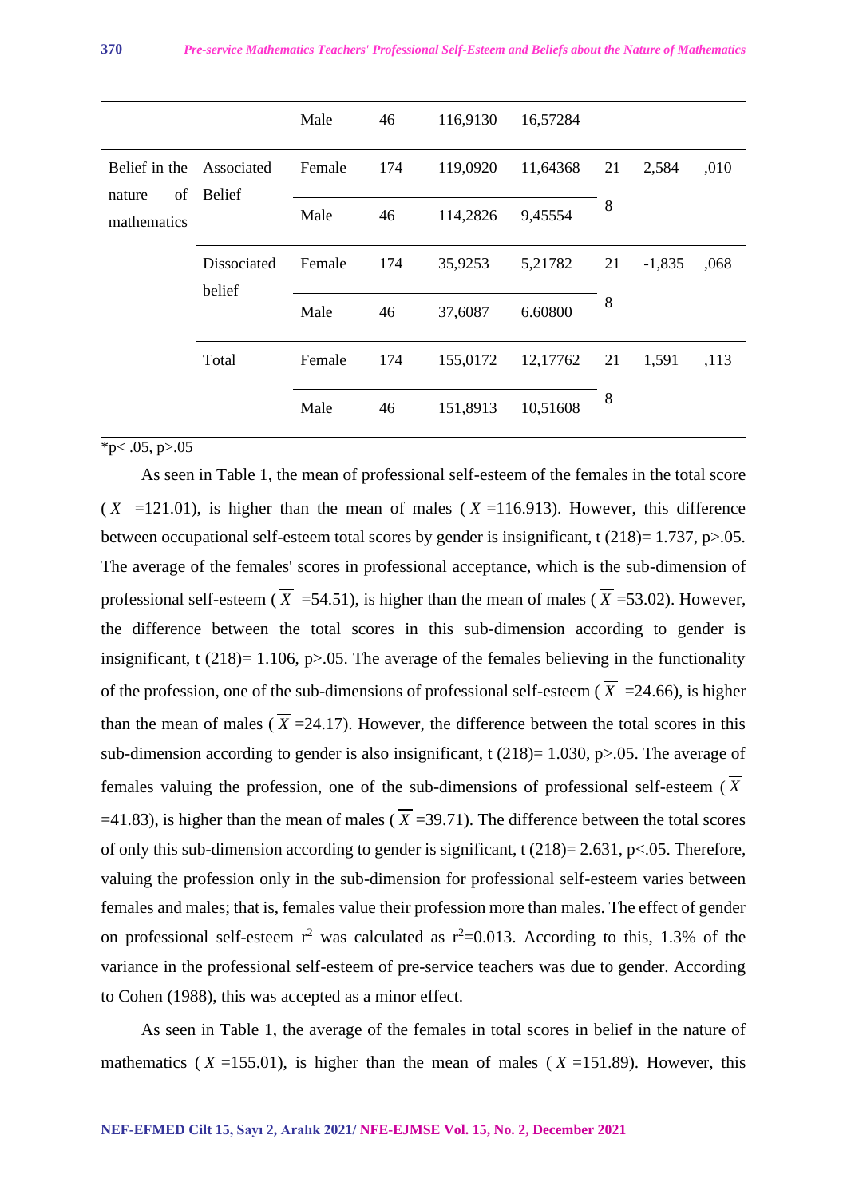| | | | | | | | | |
|---|---|---|---|---|---|---|---|---|
| | | Male | 46 | 116,9130 | 16,57284 | | | |
| Belief in the nature of mathematics | Associated Belief | Female | 174 | 119,0920 | 11,64368 | 218 | 2,584 | ,010 |
| | | Male | 46 | 114,2826 | 9,45554 | | | |
| | Dissociated belief | Female | 174 | 35,9253 | 5,21782 | 218 | -1,835 | ,068 |
| | | Male | 46 | 37,6087 | 6.60800 | | | |
| | Total | Female | 174 | 155,0172 | 12,17762 | 218 | 1,591 | ,113 |
| | | Male | 46 | 151,8913 | 10,51608 | | | |

*p< .05, p>.05

As seen in Table 1, the mean of professional self-esteem of the females in the total score ($\overline{X}$ =121.01), is higher than the mean of males ($\overline{X}$ =116.913). However, this difference between occupational self-esteem total scores by gender is insignificant, t (218)= 1.737, p>.05. The average of the females' scores in professional acceptance, which is the sub-dimension of professional self-esteem ($\overline{X}$ =54.51), is higher than the mean of males ($\overline{X}$ =53.02). However, the difference between the total scores in this sub-dimension according to gender is insignificant, t (218)= 1.106, p>.05. The average of the females believing in the functionality of the profession, one of the sub-dimensions of professional self-esteem ($\overline{X}$ =24.66), is higher than the mean of males ($\overline{X}$ =24.17). However, the difference between the total scores in this sub-dimension according to gender is also insignificant, t (218)= 1.030, p>.05. The average of females valuing the profession, one of the sub-dimensions of professional self-esteem ($\overline{X}$ =41.83), is higher than the mean of males ($\overline{X}$ =39.71). The difference between the total scores of only this sub-dimension according to gender is significant, t (218)= 2.631, p<.05. Therefore, valuing the profession only in the sub-dimension for professional self-esteem varies between females and males; that is, females value their profession more than males. The effect of gender on professional self-esteem $r^2$ was calculated as $r^2$=0.013. According to this, 1.3% of the variance in the professional self-esteem of pre-service teachers was due to gender. According to Cohen (1988), this was accepted as a minor effect.

As seen in Table 1, the average of the females in total scores in belief in the nature of mathematics ($\overline{X}$ =155.01), is higher than the mean of males ($\overline{X}$ =151.89). However, this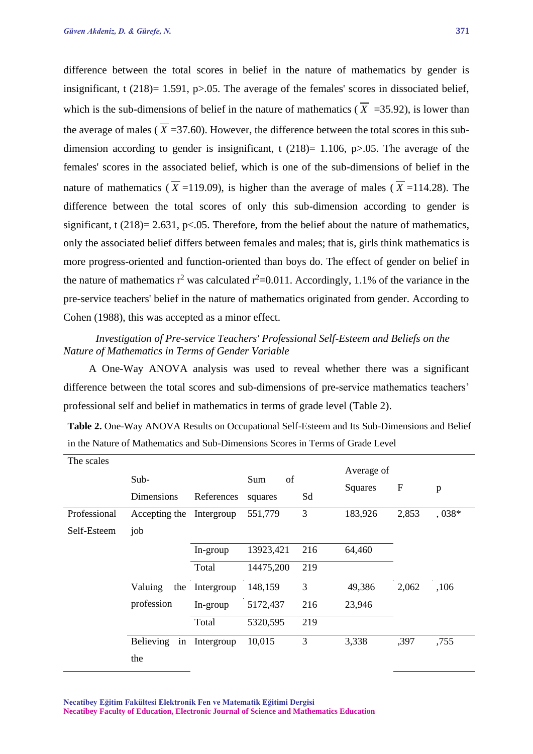difference between the total scores in belief in the nature of mathematics by gender is insignificant, t (218)= 1.591, p>.05. The average of the females' scores in dissociated belief, which is the sub-dimensions of belief in the nature of mathematics ( $\overline{X}$ =35.92), is lower than the average of males ( $\overline{X}$ =37.60). However, the difference between the total scores in this sub-dimension according to gender is insignificant, t (218)= 1.106, p>.05. The average of the females' scores in the associated belief, which is one of the sub-dimensions of belief in the nature of mathematics ( $\overline{X}$ =119.09), is higher than the average of males ( $\overline{X}$ =114.28). The difference between the total scores of only this sub-dimension according to gender is significant, t (218)= 2.631, p<.05. Therefore, from the belief about the nature of mathematics, only the associated belief differs between females and males; that is, girls think mathematics is more progress-oriented and function-oriented than boys do. The effect of gender on belief in the nature of mathematics $r^2$ was calculated $r^2$=0.011. Accordingly, 1.1% of the variance in the pre-service teachers' belief in the nature of mathematics originated from gender. According to Cohen (1988), this was accepted as a minor effect.

*Investigation of Pre-service Teachers' Professional Self-Esteem and Beliefs on the Nature of Mathematics in Terms of Gender Variable*

A One-Way ANOVA analysis was used to reveal whether there was a significant difference between the total scores and sub-dimensions of pre-service mathematics teachers' professional self and belief in mathematics in terms of grade level (Table 2).

**Table 2.** One-Way ANOVA Results on Occupational Self-Esteem and Its Sub-Dimensions and Belief in the Nature of Mathematics and Sub-Dimensions Scores in Terms of Grade Level

| The scales | Sub-Dimensions | References | Sum of squares | Sd | Average of Squares | F | p |
|---|---|---|---|---|---|---|---|
| Professional Self-Esteem | Accepting the job | Intergroup | 551,779 | 3 | 183,926 | 2,853 | , 038* |
| | | In-group | 13923,421 | 216 | 64,460 | | |
| | | Total | 14475,200 | 219 | | | |
| | Valuing the profession | Intergroup | 148,159 | 3 | 49,386 | 2,062 | ,106 |
| | | In-group | 5172,437 | 216 | 23,946 | | |
| | | Total | 5320,595 | 219 | | | |
| | Believing in the | Intergroup | 10,015 | 3 | 3,338 | ,397 | ,755 |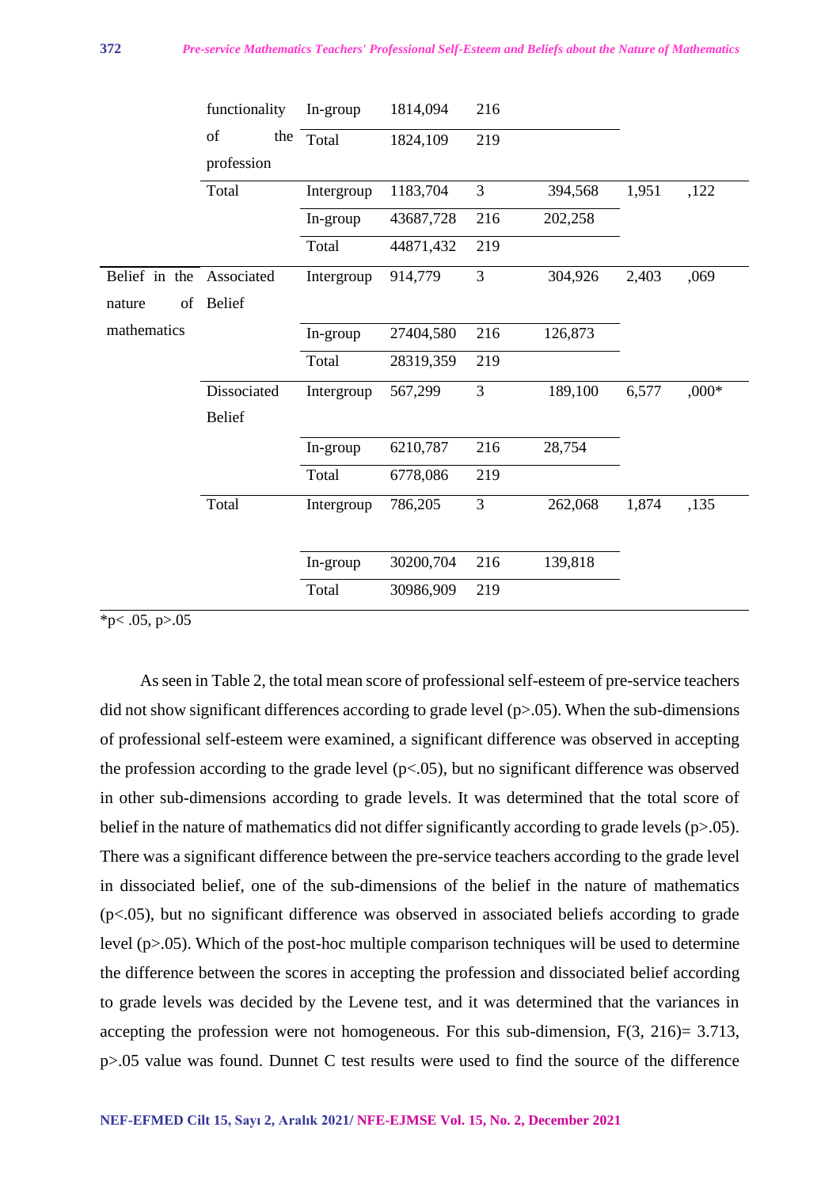| | | | | | | | |
|---|---|---|---|---|---|---|---|
| | functionality of the profession | In-group | 1814,094 | 216 | | | |
| | | Total | 1824,109 | 219 | | | |
| | Total | Intergroup | 1183,704 | 3 | 394,568 | 1,951 | ,122 |
| | | In-group | 43687,728 | 216 | 202,258 | | |
| | | Total | 44871,432 | 219 | | | |
| Belief in the nature of mathematics | Associated Belief | Intergroup | 914,779 | 3 | 304,926 | 2,403 | ,069 |
| | | In-group | 27404,580 | 216 | 126,873 | | |
| | | Total | 28319,359 | 219 | | | |
| | Dissociated Belief | Intergroup | 567,299 | 3 | 189,100 | 6,577 | ,000* |
| | | In-group | 6210,787 | 216 | 28,754 | | |
| | | Total | 6778,086 | 219 | | | |
| | Total | Intergroup | 786,205 | 3 | 262,068 | 1,874 | ,135 |
| | | In-group | 30200,704 | 216 | 139,818 | | |
| | | Total | 30986,909 | 219 | | | |

*p< .05, p>.05

As seen in Table 2, the total mean score of professional self-esteem of pre-service teachers did not show significant differences according to grade level (p>.05). When the sub-dimensions of professional self-esteem were examined, a significant difference was observed in accepting the profession according to the grade level (p<.05), but no significant difference was observed in other sub-dimensions according to grade levels. It was determined that the total score of belief in the nature of mathematics did not differ significantly according to grade levels (p>.05). There was a significant difference between the pre-service teachers according to the grade level in dissociated belief, one of the sub-dimensions of the belief in the nature of mathematics (p<.05), but no significant difference was observed in associated beliefs according to grade level (p>.05). Which of the post-hoc multiple comparison techniques will be used to determine the difference between the scores in accepting the profession and dissociated belief according to grade levels was decided by the Levene test, and it was determined that the variances in accepting the profession were not homogeneous. For this sub-dimension, $F(3, 216)= 3.713$, $p>.05$ value was found. Dunnet C test results were used to find the source of the difference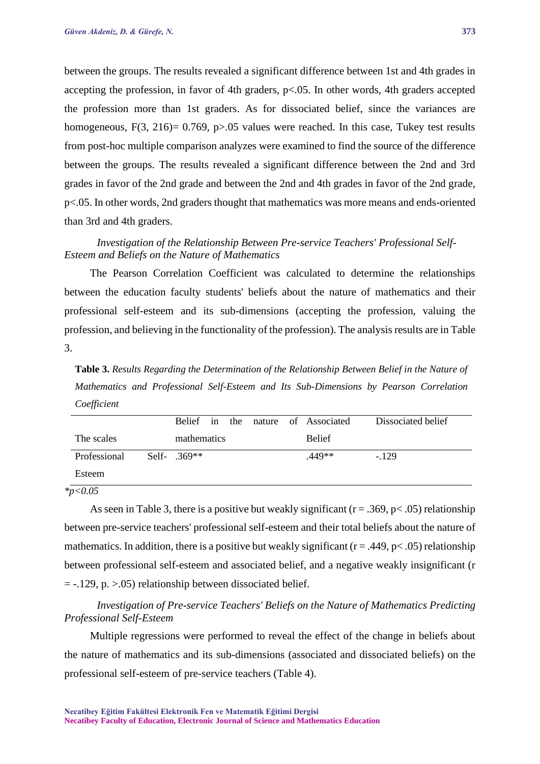between the groups. The results revealed a significant difference between 1st and 4th grades in accepting the profession, in favor of 4th graders, $p<.05$. In other words, 4th graders accepted the profession more than 1st graders. As for dissociated belief, since the variances are homogeneous, $F(3, 216)= 0.769$, $p>.05$ values were reached. In this case, Tukey test results from post-hoc multiple comparison analyzes were examined to find the source of the difference between the groups. The results revealed a significant difference between the 2nd and 3rd grades in favor of the 2nd grade and between the 2nd and 4th grades in favor of the 2nd grade, $p<.05$. In other words, 2nd graders thought that mathematics was more means and ends-oriented than 3rd and 4th graders.

### *Investigation of the Relationship Between Pre-service Teachers' Professional Self-Esteem and Beliefs on the Nature of Mathematics*

The Pearson Correlation Coefficient was calculated to determine the relationships between the education faculty students' beliefs about the nature of mathematics and their professional self-esteem and its sub-dimensions (accepting the profession, valuing the profession, and believing in the functionality of the profession). The analysis results are in Table 3.

**Table 3.** *Results Regarding the Determination of the Relationship Between Belief in the Nature of Mathematics and Professional Self-Esteem and Its Sub-Dimensions by Pearson Correlation Coefficient*

| The scales | Belief in the nature of mathematics | Associated Belief | Dissociated belief |
|---|---|---|---|
| Professional Self-Esteem | .369** | .449** | -.129 |

*p<0.05

As seen in Table 3, there is a positive but weakly significant ($r = .369$, $p< .05$) relationship between pre-service teachers' professional self-esteem and their total beliefs about the nature of mathematics. In addition, there is a positive but weakly significant ($r = .449$, $p< .05$) relationship between professional self-esteem and associated belief, and a negative weakly insignificant ($r = -.129$, p. $>.05$) relationship between dissociated belief.

### *Investigation of Pre-service Teachers' Beliefs on the Nature of Mathematics Predicting Professional Self-Esteem*

Multiple regressions were performed to reveal the effect of the change in beliefs about the nature of mathematics and its sub-dimensions (associated and dissociated beliefs) on the professional self-esteem of pre-service teachers (Table 4).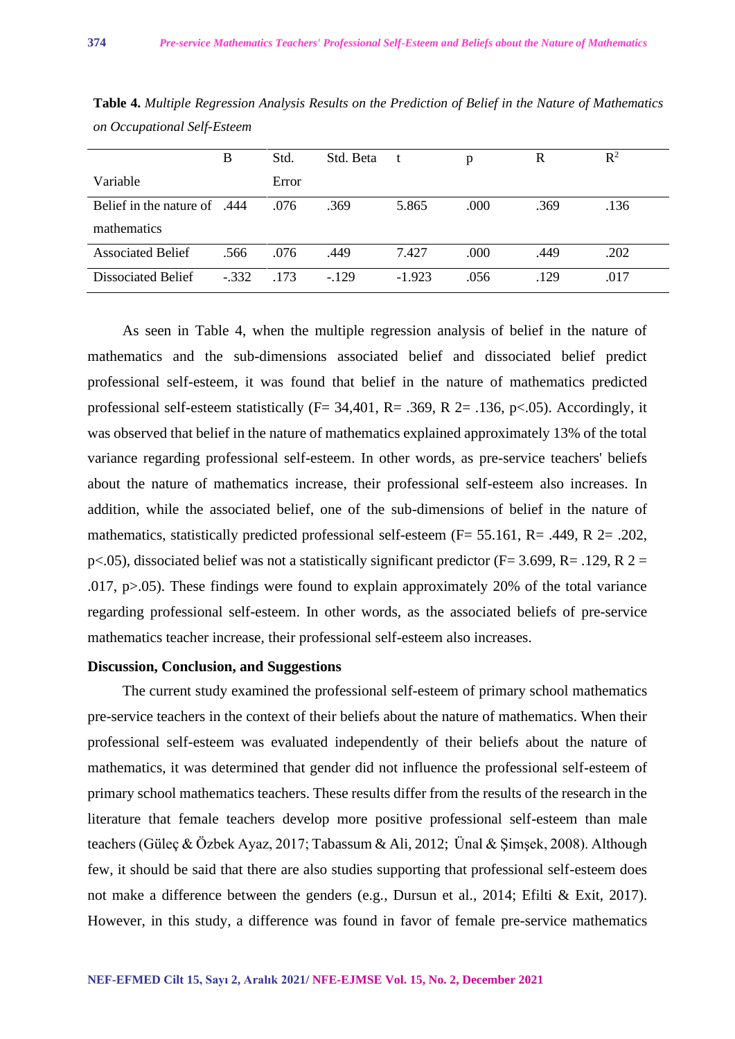**Table 4.** *Multiple Regression Analysis Results on the Prediction of Belief in the Nature of Mathematics on Occupational Self-Esteem*

| Variable | B | Std. Error | Std. Beta | t | p | R | $R^2$ |
|---|---|---|---|---|---|---|---|
| Belief in the nature of mathematics | .444 | .076 | .369 | 5.865 | .000 | .369 | .136 |
| Associated Belief | .566 | .076 | .449 | 7.427 | .000 | .449 | .202 |
| Dissociated Belief | -.332 | .173 | -.129 | -1.923 | .056 | .129 | .017 |

As seen in Table 4, when the multiple regression analysis of belief in the nature of mathematics and the sub-dimensions associated belief and dissociated belief predict professional self-esteem, it was found that belief in the nature of mathematics predicted professional self-esteem statistically (F= 34,401, R= .369, R 2= .136, p<.05). Accordingly, it was observed that belief in the nature of mathematics explained approximately 13% of the total variance regarding professional self-esteem. In other words, as pre-service teachers' beliefs about the nature of mathematics increase, their professional self-esteem also increases. In addition, while the associated belief, one of the sub-dimensions of belief in the nature of mathematics, statistically predicted professional self-esteem (F= 55.161, R= .449, R 2= .202, p<.05), dissociated belief was not a statistically significant predictor (F= 3.699, R= .129, R 2 = .017, p>.05). These findings were found to explain approximately 20% of the total variance regarding professional self-esteem. In other words, as the associated beliefs of pre-service mathematics teacher increase, their professional self-esteem also increases.

### Discussion, Conclusion, and Suggestions

The current study examined the professional self-esteem of primary school mathematics pre-service teachers in the context of their beliefs about the nature of mathematics. When their professional self-esteem was evaluated independently of their beliefs about the nature of mathematics, it was determined that gender did not influence the professional self-esteem of primary school mathematics teachers. These results differ from the results of the research in the literature that female teachers develop more positive professional self-esteem than male teachers (Güleç & Özbek Ayaz, 2017; Tabassum & Ali, 2012; Ünal & Şimşek, 2008). Although few, it should be said that there are also studies supporting that professional self-esteem does not make a difference between the genders (e.g., Dursun et al., 2014; Efilti & Exit, 2017). However, in this study, a difference was found in favor of female pre-service mathematics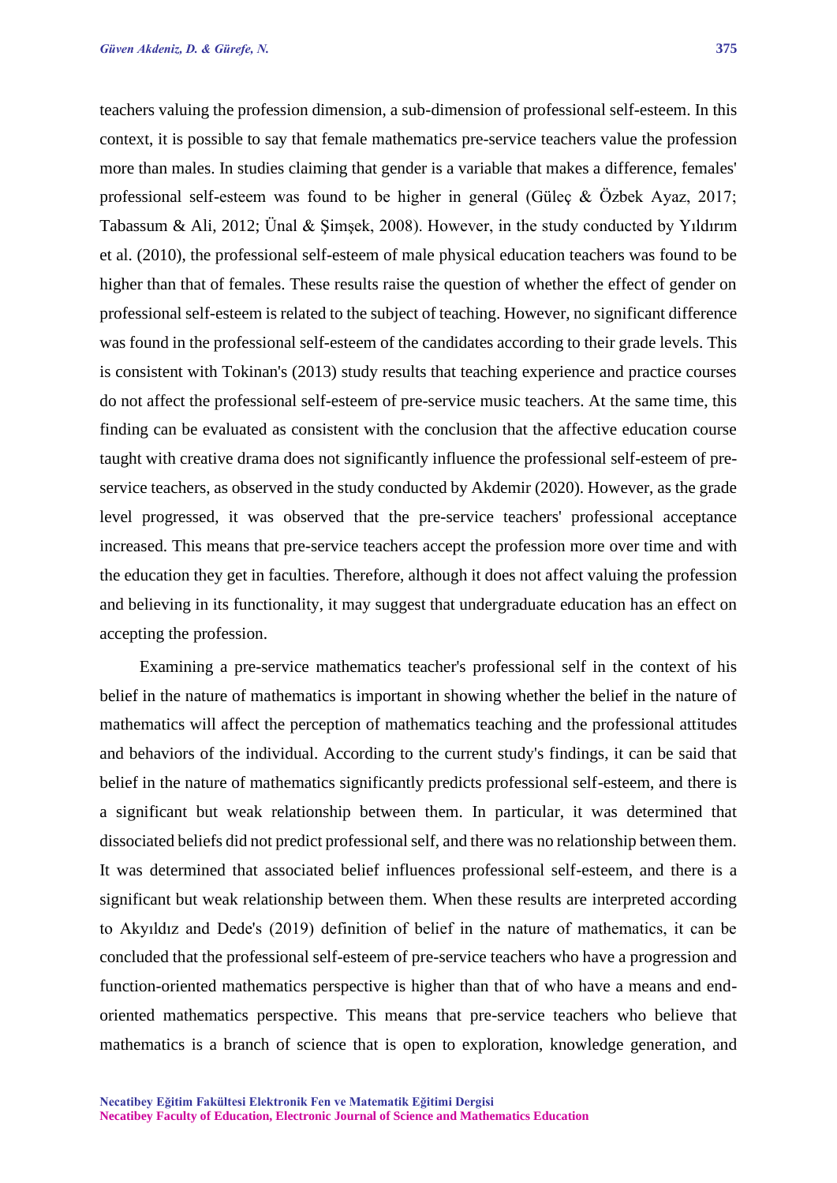teachers valuing the profession dimension, a sub-dimension of professional self-esteem. In this context, it is possible to say that female mathematics pre-service teachers value the profession more than males. In studies claiming that gender is a variable that makes a difference, females' professional self-esteem was found to be higher in general (Güleç & Özbek Ayaz, 2017; Tabassum & Ali, 2012; Ünal & Şimşek, 2008). However, in the study conducted by Yıldırım et al. (2010), the professional self-esteem of male physical education teachers was found to be higher than that of females. These results raise the question of whether the effect of gender on professional self-esteem is related to the subject of teaching. However, no significant difference was found in the professional self-esteem of the candidates according to their grade levels. This is consistent with Tokinan's (2013) study results that teaching experience and practice courses do not affect the professional self-esteem of pre-service music teachers. At the same time, this finding can be evaluated as consistent with the conclusion that the affective education course taught with creative drama does not significantly influence the professional self-esteem of pre-service teachers, as observed in the study conducted by Akdemir (2020). However, as the grade level progressed, it was observed that the pre-service teachers' professional acceptance increased. This means that pre-service teachers accept the profession more over time and with the education they get in faculties. Therefore, although it does not affect valuing the profession and believing in its functionality, it may suggest that undergraduate education has an effect on accepting the profession.

Examining a pre-service mathematics teacher's professional self in the context of his belief in the nature of mathematics is important in showing whether the belief in the nature of mathematics will affect the perception of mathematics teaching and the professional attitudes and behaviors of the individual. According to the current study's findings, it can be said that belief in the nature of mathematics significantly predicts professional self-esteem, and there is a significant but weak relationship between them. In particular, it was determined that dissociated beliefs did not predict professional self, and there was no relationship between them. It was determined that associated belief influences professional self-esteem, and there is a significant but weak relationship between them. When these results are interpreted according to Akyıldız and Dede's (2019) definition of belief in the nature of mathematics, it can be concluded that the professional self-esteem of pre-service teachers who have a progression and function-oriented mathematics perspective is higher than that of who have a means and end-oriented mathematics perspective. This means that pre-service teachers who believe that mathematics is a branch of science that is open to exploration, knowledge generation, and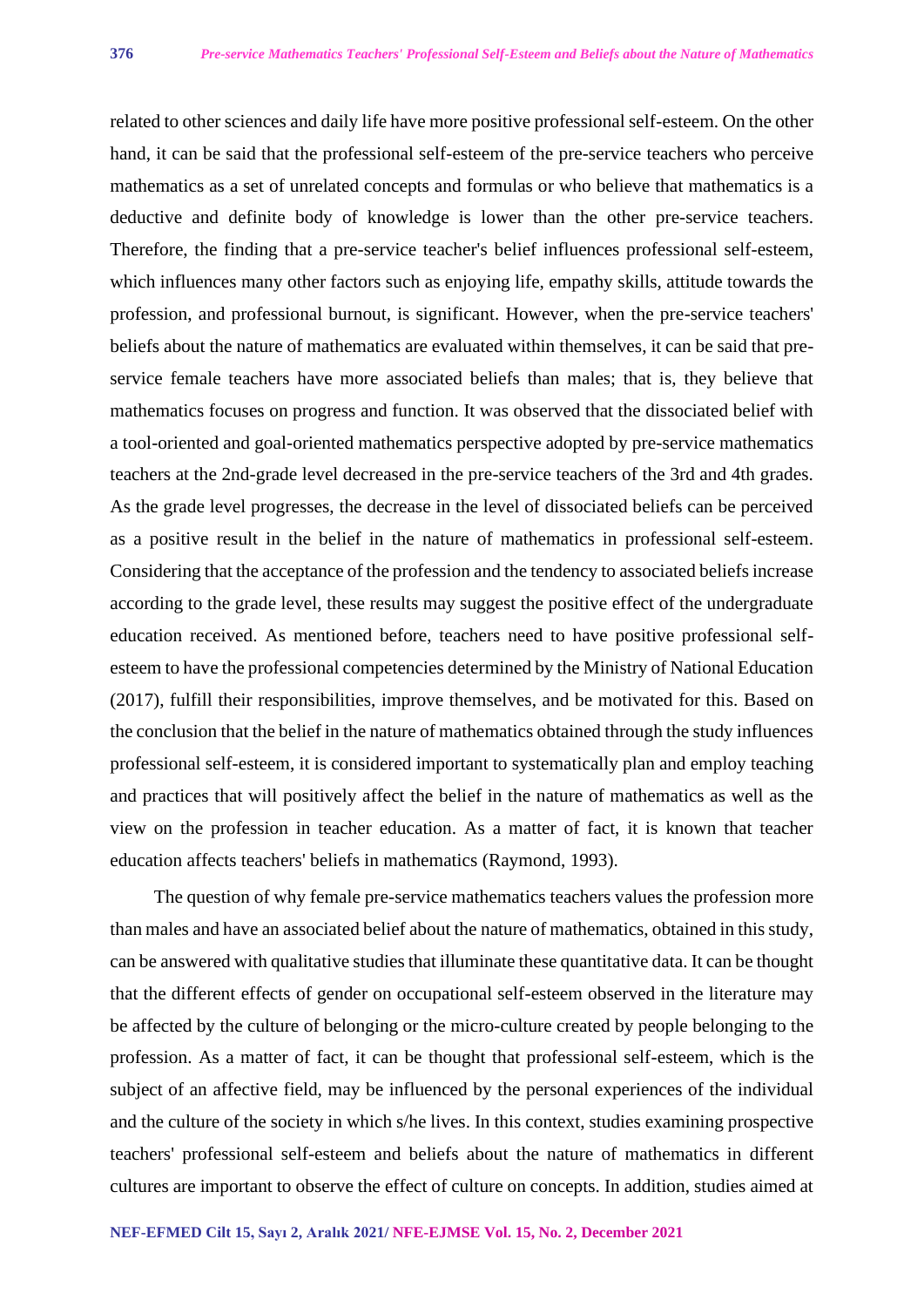related to other sciences and daily life have more positive professional self-esteem. On the other hand, it can be said that the professional self-esteem of the pre-service teachers who perceive mathematics as a set of unrelated concepts and formulas or who believe that mathematics is a deductive and definite body of knowledge is lower than the other pre-service teachers. Therefore, the finding that a pre-service teacher's belief influences professional self-esteem, which influences many other factors such as enjoying life, empathy skills, attitude towards the profession, and professional burnout, is significant. However, when the pre-service teachers' beliefs about the nature of mathematics are evaluated within themselves, it can be said that pre-service female teachers have more associated beliefs than males; that is, they believe that mathematics focuses on progress and function. It was observed that the dissociated belief with a tool-oriented and goal-oriented mathematics perspective adopted by pre-service mathematics teachers at the 2nd-grade level decreased in the pre-service teachers of the 3rd and 4th grades. As the grade level progresses, the decrease in the level of dissociated beliefs can be perceived as a positive result in the belief in the nature of mathematics in professional self-esteem. Considering that the acceptance of the profession and the tendency to associated beliefs increase according to the grade level, these results may suggest the positive effect of the undergraduate education received. As mentioned before, teachers need to have positive professional self-esteem to have the professional competencies determined by the Ministry of National Education (2017), fulfill their responsibilities, improve themselves, and be motivated for this. Based on the conclusion that the belief in the nature of mathematics obtained through the study influences professional self-esteem, it is considered important to systematically plan and employ teaching and practices that will positively affect the belief in the nature of mathematics as well as the view on the profession in teacher education. As a matter of fact, it is known that teacher education affects teachers' beliefs in mathematics (Raymond, 1993).

The question of why female pre-service mathematics teachers values the profession more than males and have an associated belief about the nature of mathematics, obtained in this study, can be answered with qualitative studies that illuminate these quantitative data. It can be thought that the different effects of gender on occupational self-esteem observed in the literature may be affected by the culture of belonging or the micro-culture created by people belonging to the profession. As a matter of fact, it can be thought that professional self-esteem, which is the subject of an affective field, may be influenced by the personal experiences of the individual and the culture of the society in which s/he lives. In this context, studies examining prospective teachers' professional self-esteem and beliefs about the nature of mathematics in different cultures are important to observe the effect of culture on concepts. In addition, studies aimed at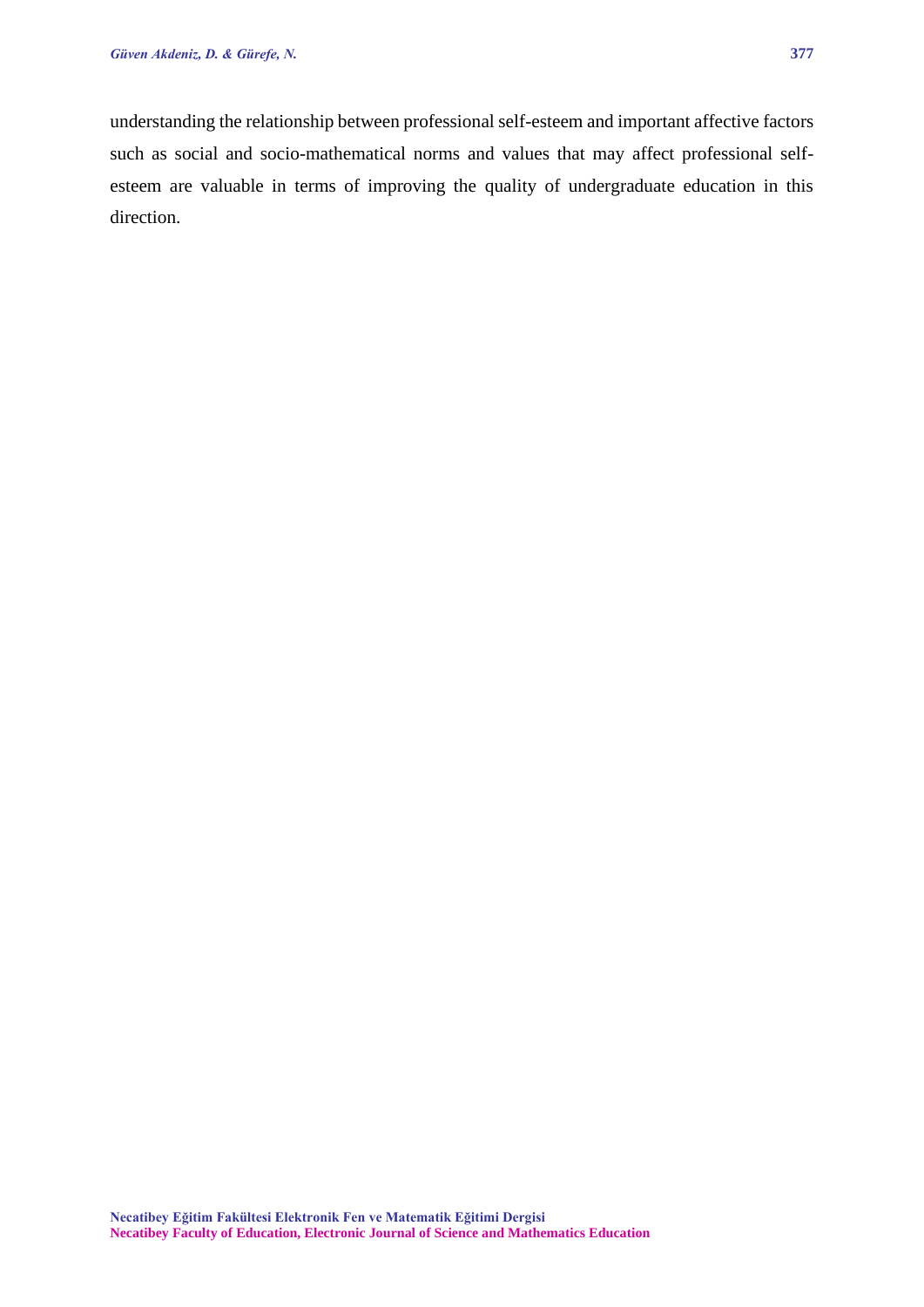understanding the relationship between professional self-esteem and important affective factors such as social and socio-mathematical norms and values that may affect professional self-esteem are valuable in terms of improving the quality of undergraduate education in this direction.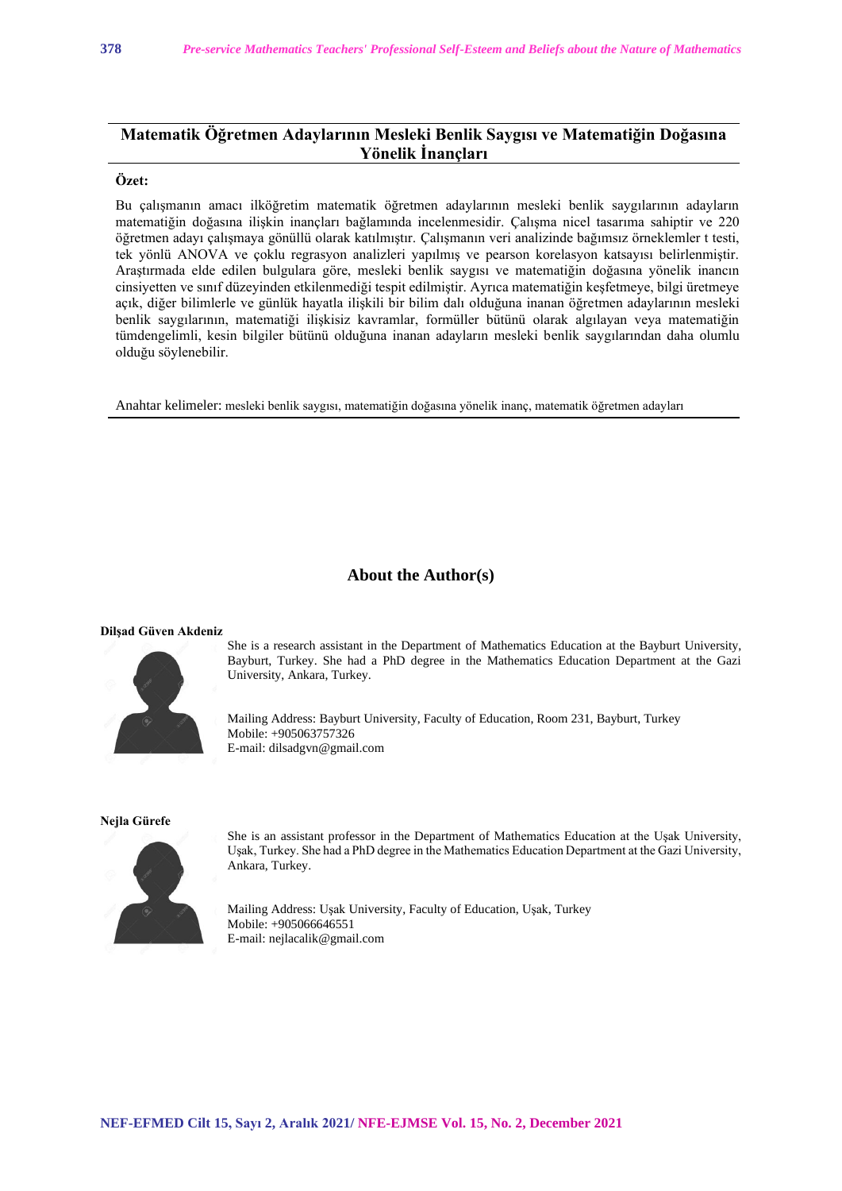# Matematik Öğretmen Adaylarının Mesleki Benlik Saygısı ve Matematiğin Doğasına Yönelik İnançları

**Özet:**

Bu çalışmanın amacı ilköğretim matematik öğretmen adaylarının mesleki benlik saygılarının adayların matematiğin doğasına ilişkin inançları bağlamında incelenmesidir. Çalışma nicel tasarıma sahiptir ve 220 öğretmen adayı çalışmaya gönüllü olarak katılmıştır. Çalışmanın veri analizinde bağımsız örneklemler t testi, tek yönlü ANOVA ve çoklu regrasyon analizleri yapılmış ve pearson korelasyon katsayısı belirlenmiştir. Araştırmada elde edilen bulgulara göre, mesleki benlik saygısı ve matematiğin doğasına yönelik inancın cinsiyetten ve sınıf düzeyinden etkilenmediği tespit edilmiştir. Ayrıca matematiğin keşfetmeye, bilgi üretmeye açık, diğer bilimlerle ve günlük hayatla ilişkili bir bilim dalı olduğuna inanan öğretmen adaylarının mesleki benlik saygılarının, matematiği ilişkisiz kavramlar, formüller bütünü olarak algılayan veya matematiğin tümdengelimli, kesin bilgiler bütünü olduğuna inanan adayların mesleki benlik saygılarından daha olumlu olduğu söylenebilir.

Anahtar kelimeler: mesleki benlik saygısı, matematiğin doğasına yönelik inanç, matematik öğretmen adayları

## About the Author(s)

**Dilşad Güven Akdeniz**

She is a research assistant in the Department of Mathematics Education at the Bayburt University, Bayburt, Turkey. She had a PhD degree in the Mathematics Education Department at the Gazi University, Ankara, Turkey.

Mailing Address: Bayburt University, Faculty of Education, Room 231, Bayburt, Turkey
Mobile: +905063757326
E-mail: dilsadgvn@gmail.com

**Nejla Gürefe**

She is an assistant professor in the Department of Mathematics Education at the Uşak University, Uşak, Turkey. She had a PhD degree in the Mathematics Education Department at the Gazi University, Ankara, Turkey.

Mailing Address: Uşak University, Faculty of Education, Uşak, Turkey
Mobile: +905066646551
E-mail: nejlacalik@gmail.com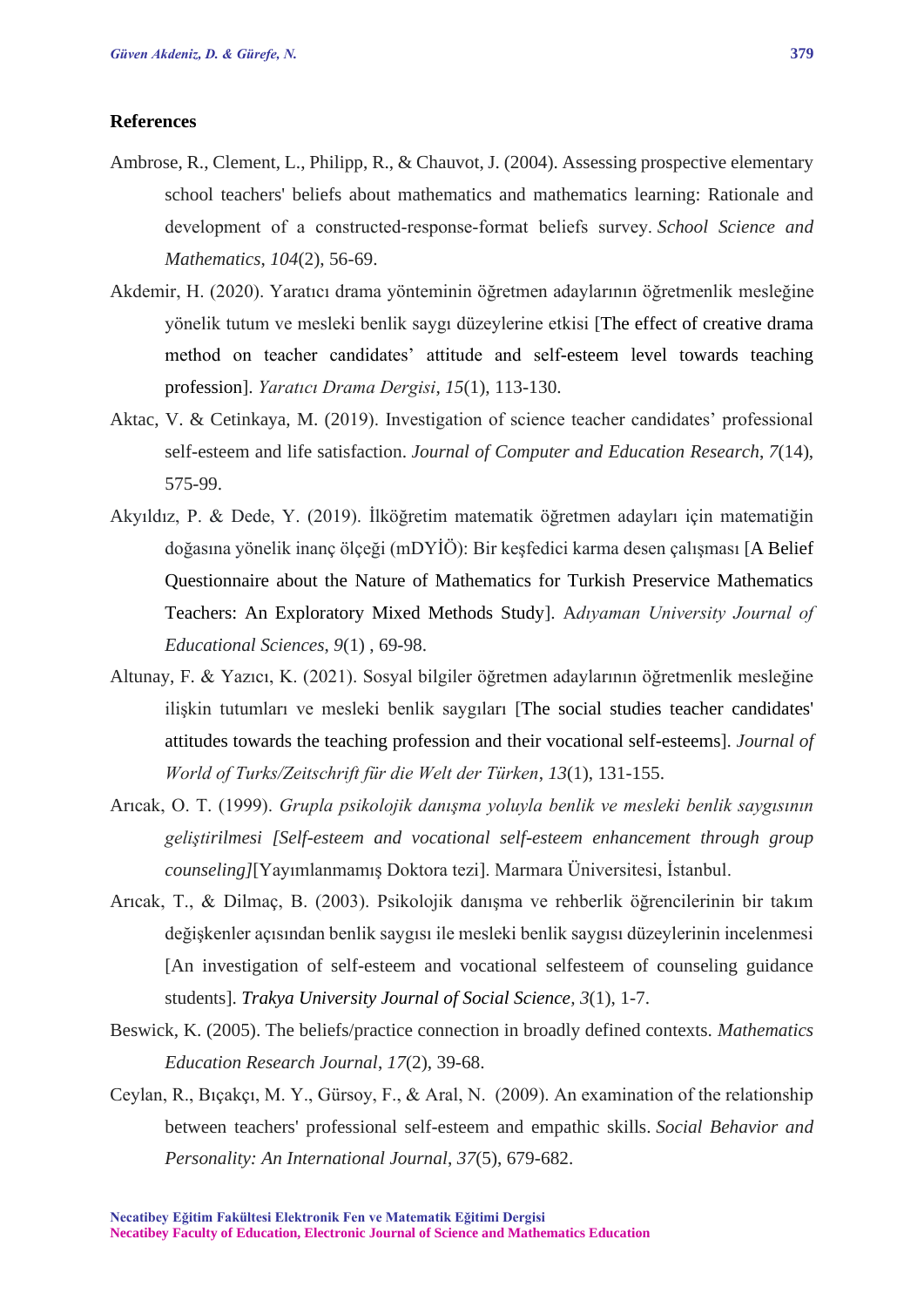## References

Ambrose, R., Clement, L., Philipp, R., & Chauvot, J. (2004). Assessing prospective elementary school teachers' beliefs about mathematics and mathematics learning: Rationale and development of a constructed-response-format beliefs survey. *School Science and Mathematics*, *104*(2), 56-69.

Akdemir, H. (2020). Yaratıcı drama yönteminin öğretmen adaylarının öğretmenlik mesleğine yönelik tutum ve mesleki benlik saygı düzeylerine etkisi [The effect of creative drama method on teacher candidates' attitude and self-esteem level towards teaching profession]. *Yaratıcı Drama Dergisi*, *15*(1), 113-130.

Aktac, V. & Cetinkaya, M. (2019). Investigation of science teacher candidates' professional self-esteem and life satisfaction. *Journal of Computer and Education Research*, *7*(14), 575-99.

Akyıldız, P. & Dede, Y. (2019). İlköğretim matematik öğretmen adayları için matematiğin doğasına yönelik inanç ölçeği (mDYİÖ): Bir keşfedici karma desen çalışması [A Belief Questionnaire about the Nature of Mathematics for Turkish Preservice Mathematics Teachers: An Exploratory Mixed Methods Study]. A*dıyaman University Journal of Educational Sciences*, *9*(1) , 69-98.

Altunay, F. & Yazıcı, K. (2021). Sosyal bilgiler öğretmen adaylarının öğretmenlik mesleğine ilişkin tutumları ve mesleki benlik saygıları [The social studies teacher candidates' attitudes towards the teaching profession and their vocational self-esteems]. *Journal of World of Turks/Zeitschrift für die Welt der Türken*, *13*(1), 131-155.

Arıcak, O. T. (1999). *Grupla psikolojik danışma yoluyla benlik ve mesleki benlik saygısının geliştirilmesi [Self-esteem and vocational self-esteem enhancement through group counseling]*[Yayımlanmamış Doktora tezi]. Marmara Üniversitesi, İstanbul.

Arıcak, T., & Dilmaç, B. (2003). Psikolojik danışma ve rehberlik öğrencilerinin bir takım değişkenler açısından benlik saygısı ile mesleki benlik saygısı düzeylerinin incelenmesi [An investigation of self-esteem and vocational selfesteem of counseling guidance students]. *Trakya University Journal of Social Science*, *3*(1), 1-7.

Beswick, K. (2005). The beliefs/practice connection in broadly defined contexts. *Mathematics Education Research Journal*, *17*(2), 39-68.

Ceylan, R., Bıçakçı, M. Y., Gürsoy, F., & Aral, N. (2009). An examination of the relationship between teachers' professional self-esteem and empathic skills. *Social Behavior and Personality: An International Journal*, *37*(5), 679-682.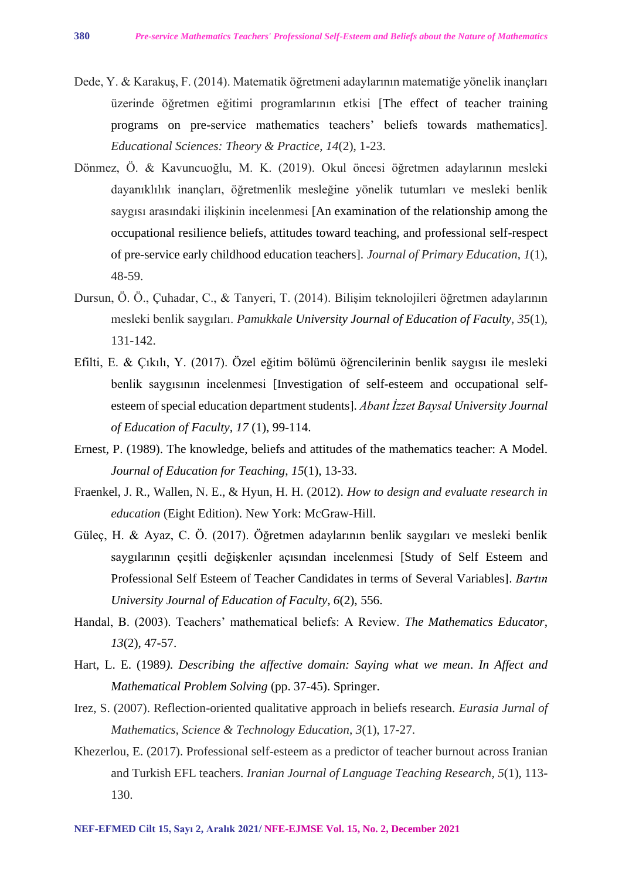Dede, Y. & Karakuş, F. (2014). Matematik öğretmeni adaylarının matematiğe yönelik inançları üzerinde öğretmen eğitimi programlarının etkisi [The effect of teacher training programs on pre-service mathematics teachers' beliefs towards mathematics]. *Educational Sciences: Theory & Practice*, *14*(2), 1-23.

Dönmez, Ö. & Kavuncuoğlu, M. K. (2019). Okul öncesi öğretmen adaylarının mesleki dayanıklılık inançları, öğretmenlik mesleğine yönelik tutumları ve mesleki benlik saygısı arasındaki ilişkinin incelenmesi [An examination of the relationship among the occupational resilience beliefs, attitudes toward teaching, and professional self-respect of pre-service early childhood education teachers]. *Journal of Primary Education*, *1*(1), 48-59.

Dursun, Ö. Ö., Çuhadar, C., & Tanyeri, T. (2014). Bilişim teknolojileri öğretmen adaylarının mesleki benlik saygıları. *Pamukkale University Journal of Education of Faculty*, *35*(1), 131-142.

Efilti, E. & Çıkılı, Y. (2017). Özel eğitim bölümü öğrencilerinin benlik saygısı ile mesleki benlik saygısının incelenmesi [Investigation of self-esteem and occupational self-esteem of special education department students]. *Abant İzzet Baysal University Journal of Education of Faculty*, *17* (1), 99-114.

Ernest, P. (1989). The knowledge, beliefs and attitudes of the mathematics teacher: A Model. *Journal of Education for Teaching*, *15*(1), 13-33.

Fraenkel, J. R., Wallen, N. E., & Hyun, H. H. (2012). *How to design and evaluate research in education* (Eight Edition). New York: McGraw-Hill.

Güleç, H. & Ayaz, C. Ö. (2017). Öğretmen adaylarının benlik saygıları ve mesleki benlik saygılarının çeşitli değişkenler açısından incelenmesi [Study of Self Esteem and Professional Self Esteem of Teacher Candidates in terms of Several Variables]. *Bartın University Journal of Education of Faculty*, *6*(2), 556.

Handal, B. (2003). Teachers' mathematical beliefs: A Review. *The Mathematics Educator*, *13*(2), 47-57.

Hart, L. E. (1989). *Describing the affective domain: Saying what we mean*. *In Affect and Mathematical Problem Solving* (pp. 37-45). Springer.

Irez, S. (2007). Reflection-oriented qualitative approach in beliefs research. *Eurasia Jurnal of Mathematics, Science & Technology Education*, *3*(1), 17-27.

Khezerlou, E. (2017). Professional self-esteem as a predictor of teacher burnout across Iranian and Turkish EFL teachers. *Iranian Journal of Language Teaching Research*, *5*(1), 113-130.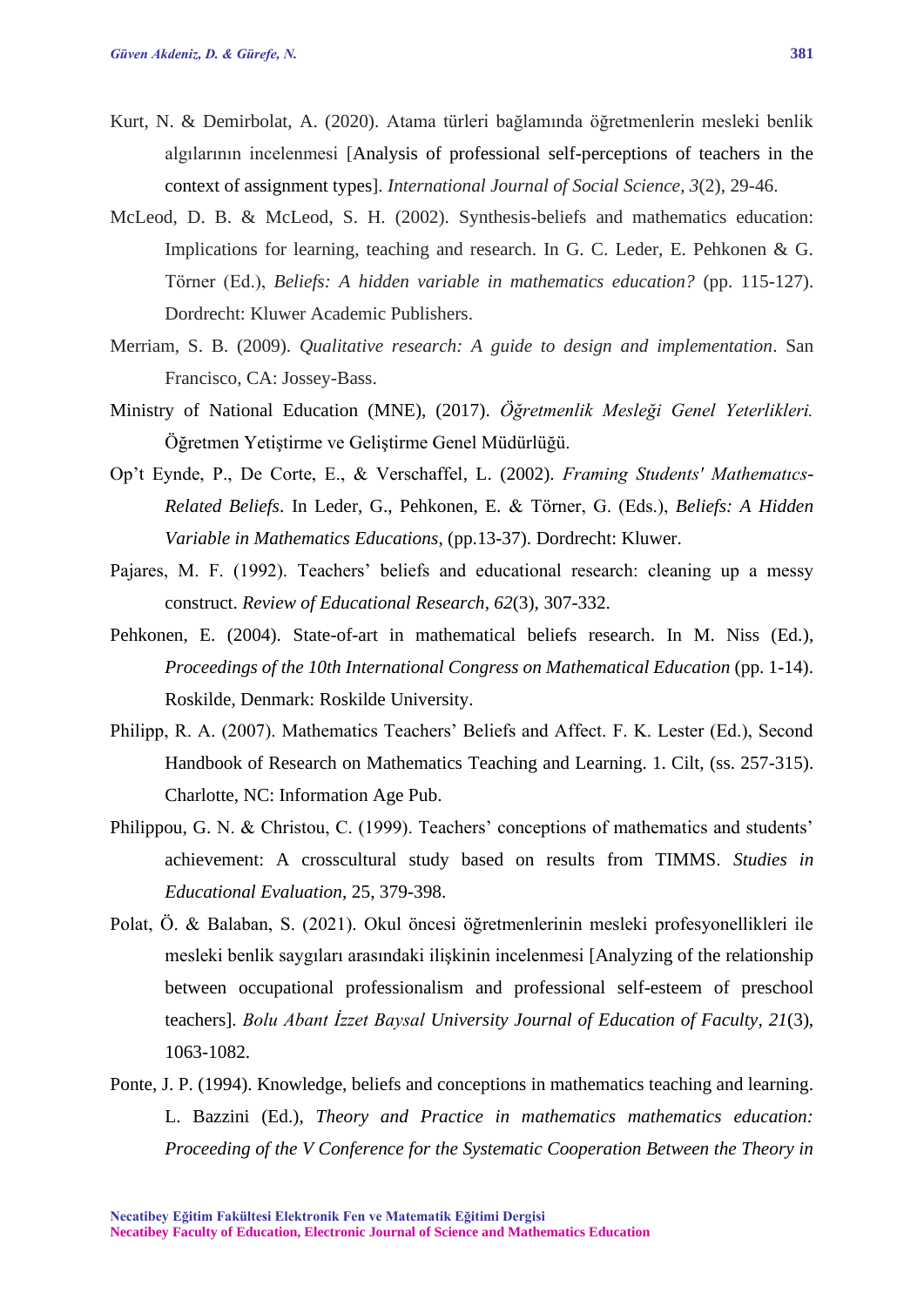Kurt, N. & Demirbolat, A. (2020). Atama türleri bağlamında öğretmenlerin mesleki benlik algılarının incelenmesi [Analysis of professional self-perceptions of teachers in the context of assignment types]. *International Journal of Social Science*, *3*(2), 29-46.

McLeod, D. B. & McLeod, S. H. (2002). Synthesis-beliefs and mathematics education: Implications for learning, teaching and research. In G. C. Leder, E. Pehkonen & G. Törner (Ed.), *Beliefs: A hidden variable in mathematics education?* (pp. 115-127). Dordrecht: Kluwer Academic Publishers.

Merriam, S. B. (2009). *Qualitative research: A guide to design and implementation*. San Francisco, CA: Jossey-Bass.

Ministry of National Education (MNE), (2017). *Öğretmenlik Mesleği Genel Yeterlikleri.* Öğretmen Yetiştirme ve Geliştirme Genel Müdürlüğü.

Op't Eynde, P., De Corte, E., & Verschaffel, L. (2002). *Framing Students' Mathematıcs-Related Beliefs*. In Leder, G., Pehkonen, E. & Törner, G. (Eds.), *Beliefs: A Hidden Variable in Mathematics Educations*, (pp.13-37). Dordrecht: Kluwer.

Pajares, M. F. (1992). Teachers' beliefs and educational research: cleaning up a messy construct. *Review of Educational Research*, *62*(3), 307-332.

Pehkonen, E. (2004). State-of-art in mathematical beliefs research. In M. Niss (Ed.), *Proceedings of the 10th International Congress on Mathematical Education* (pp. 1-14). Roskilde, Denmark: Roskilde University.

Philipp, R. A. (2007). Mathematics Teachers' Beliefs and Affect. F. K. Lester (Ed.), Second Handbook of Research on Mathematics Teaching and Learning. 1. Cilt, (ss. 257-315). Charlotte, NC: Information Age Pub.

Philippou, G. N. & Christou, C. (1999). Teachers' conceptions of mathematics and students' achievement: A crosscultural study based on results from TIMMS. *Studies in Educational Evaluation*, 25, 379-398.

Polat, Ö. & Balaban, S. (2021). Okul öncesi öğretmenlerinin mesleki profesyonellikleri ile mesleki benlik saygıları arasındaki ilişkinin incelenmesi [Analyzing of the relationship between occupational professionalism and professional self-esteem of preschool teachers]. *Bolu Abant İzzet Baysal University Journal of Education of Faculty*, *21*(3), 1063-1082.

Ponte, J. P. (1994). Knowledge, beliefs and conceptions in mathematics teaching and learning. L. Bazzini (Ed.), *Theory and Practice in mathematics mathematics education: Proceeding of the V Conference for the Systematic Cooperation Between the Theory in*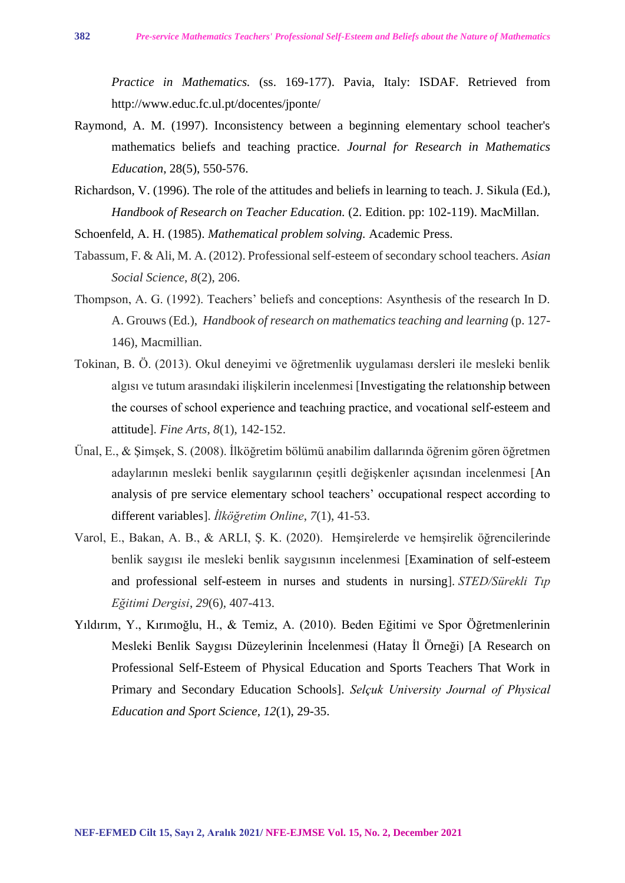*Practice in Mathematics.* (ss. 169-177). Pavia, Italy: ISDAF. Retrieved from http://www.educ.fc.ul.pt/docentes/jponte/

Raymond, A. M. (1997). Inconsistency between a beginning elementary school teacher's mathematics beliefs and teaching practice. *Journal for Research in Mathematics Education*, 28(5), 550-576.

Richardson, V. (1996). The role of the attitudes and beliefs in learning to teach. J. Sikula (Ed.), *Handbook of Research on Teacher Education.* (2. Edition. pp: 102-119). MacMillan.

Schoenfeld, A. H. (1985). *Mathematical problem solving.* Academic Press.

Tabassum, F. & Ali, M. A. (2012). Professional self-esteem of secondary school teachers. *Asian Social Science*, *8*(2), 206.

Thompson, A. G. (1992). Teachers' beliefs and conceptions: Asynthesis of the research In D. A. Grouws (Ed.), *Handbook of research on mathematics teaching and learning* (p. 127-146), Macmillian.

Tokinan, B. Ö. (2013). Okul deneyimi ve öğretmenlik uygulaması dersleri ile mesleki benlik algısı ve tutum arasındaki ilişkilerin incelenmesi [Investigating the relatıonship between the courses of school experience and teachıing practice, and vocational self-esteem and attitude]. *Fine Arts*, *8*(1), 142-152.

Ünal, E., & Şimşek, S. (2008). İlköğretim bölümü anabilim dallarında öğrenim gören öğretmen adaylarının mesleki benlik saygılarının çeşitli değişkenler açısından incelenmesi [An analysis of pre service elementary school teachers' occupational respect according to different variables]. *İlköğretim Online*, *7*(1), 41-53.

Varol, E., Bakan, A. B., & ARLI, Ş. K. (2020). Hemşirelerde ve hemşirelik öğrencilerinde benlik saygısı ile mesleki benlik saygısının incelenmesi [Examination of self-esteem and professional self-esteem in nurses and students in nursing]. *STED/Sürekli Tıp Eğitimi Dergisi*, *29*(6), 407-413.

Yıldırım, Y., Kırımoğlu, H., & Temiz, A. (2010). Beden Eğitimi ve Spor Öğretmenlerinin Mesleki Benlik Saygısı Düzeylerinin İncelenmesi (Hatay İl Örneği) [A Research on Professional Self-Esteem of Physical Education and Sports Teachers That Work in Primary and Secondary Education Schools]. *Selçuk University Journal of Physical Education and Sport Science, 12*(1), 29-35.